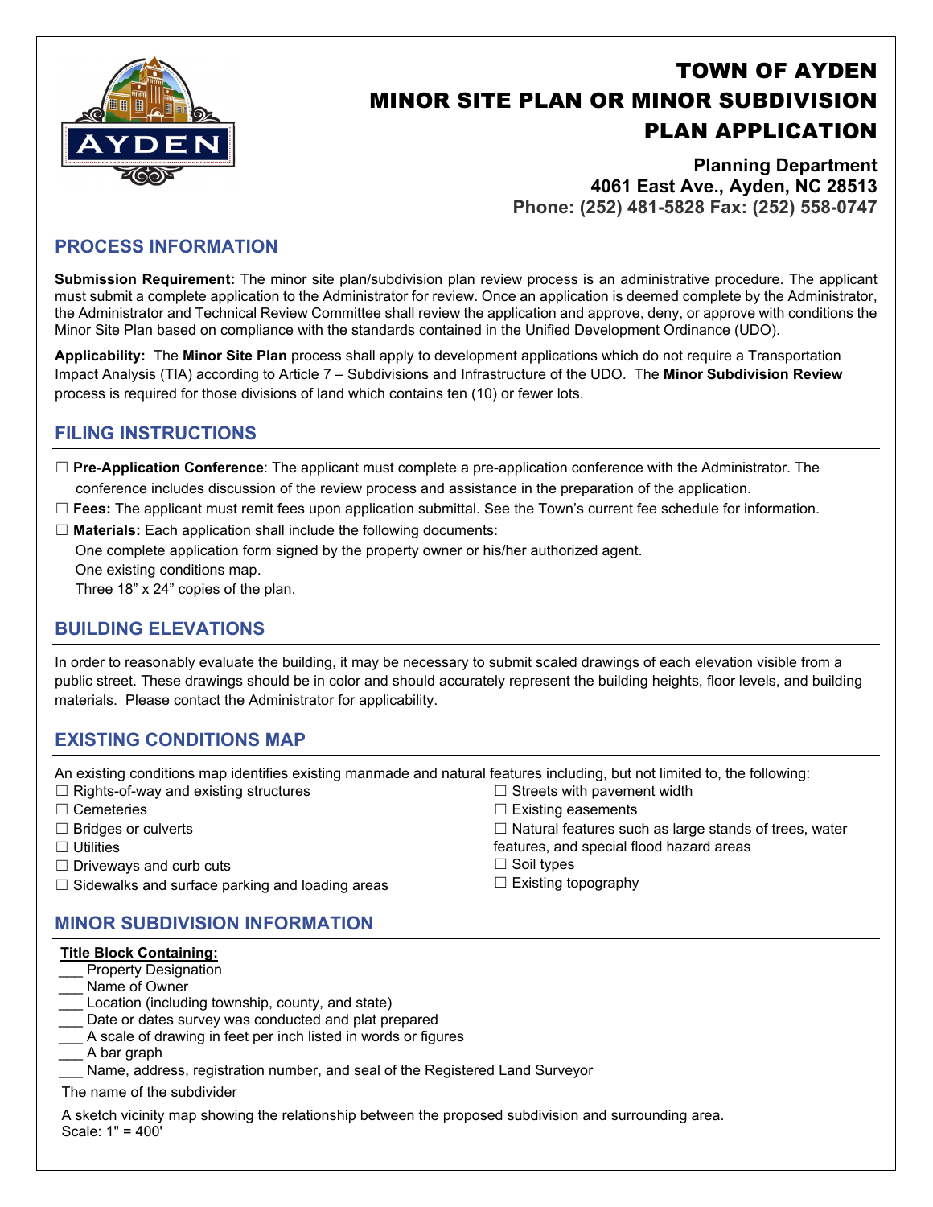# TOWN OF AYDEN
# MINOR SITE PLAN OR MINOR SUBDIVISION PLAN APPLICATION

**Planning Department**
**4061 East Ave., Ayden, NC 28513**
**Phone: (252) 481-5828 Fax: (252) 558-0747**

## PROCESS INFORMATION

**Submission Requirement:** The minor site plan/subdivision plan review process is an administrative procedure. The applicant must submit a complete application to the Administrator for review. Once an application is deemed complete by the Administrator, the Administrator and Technical Review Committee shall review the application and approve, deny, or approve with conditions the Minor Site Plan based on compliance with the standards contained in the Unified Development Ordinance (UDO).

**Applicability:** The **Minor Site Plan** process shall apply to development applications which do not require a Transportation Impact Analysis (TIA) according to Article 7 – Subdivisions and Infrastructure of the UDO. The **Minor Subdivision Review** process is required for those divisions of land which contains ten (10) or fewer lots.

## FILING INSTRUCTIONS

☐ **Pre-Application Conference**: The applicant must complete a pre-application conference with the Administrator. The conference includes discussion of the review process and assistance in the preparation of the application.

☐ **Fees:** The applicant must remit fees upon application submittal. See the Town's current fee schedule for information.

☐ **Materials:** Each application shall include the following documents:
One complete application form signed by the property owner or his/her authorized agent.
One existing conditions map.
Three 18" x 24" copies of the plan.

## BUILDING ELEVATIONS

In order to reasonably evaluate the building, it may be necessary to submit scaled drawings of each elevation visible from a public street. These drawings should be in color and should accurately represent the building heights, floor levels, and building materials. Please contact the Administrator for applicability.

## EXISTING CONDITIONS MAP

An existing conditions map identifies existing manmade and natural features including, but not limited to, the following:

☐ Rights-of-way and existing structures
☐ Cemeteries
☐ Bridges or culverts
☐ Utilities
☐ Driveways and curb cuts
☐ Sidewalks and surface parking and loading areas
☐ Streets with pavement width
☐ Existing easements
☐ Natural features such as large stands of trees, water features, and special flood hazard areas
☐ Soil types
☐ Existing topography

## MINOR SUBDIVISION INFORMATION

**Title Block Containing:**

\_\_\_ Property Designation
\_\_\_ Name of Owner
\_\_\_ Location (including township, county, and state)
\_\_\_ Date or dates survey was conducted and plat prepared
\_\_\_ A scale of drawing in feet per inch listed in words or figures
\_\_\_ A bar graph
\_\_\_ Name, address, registration number, and seal of the Registered Land Surveyor

The name of the subdivider

A sketch vicinity map showing the relationship between the proposed subdivision and surrounding area. Scale: 1" = 400'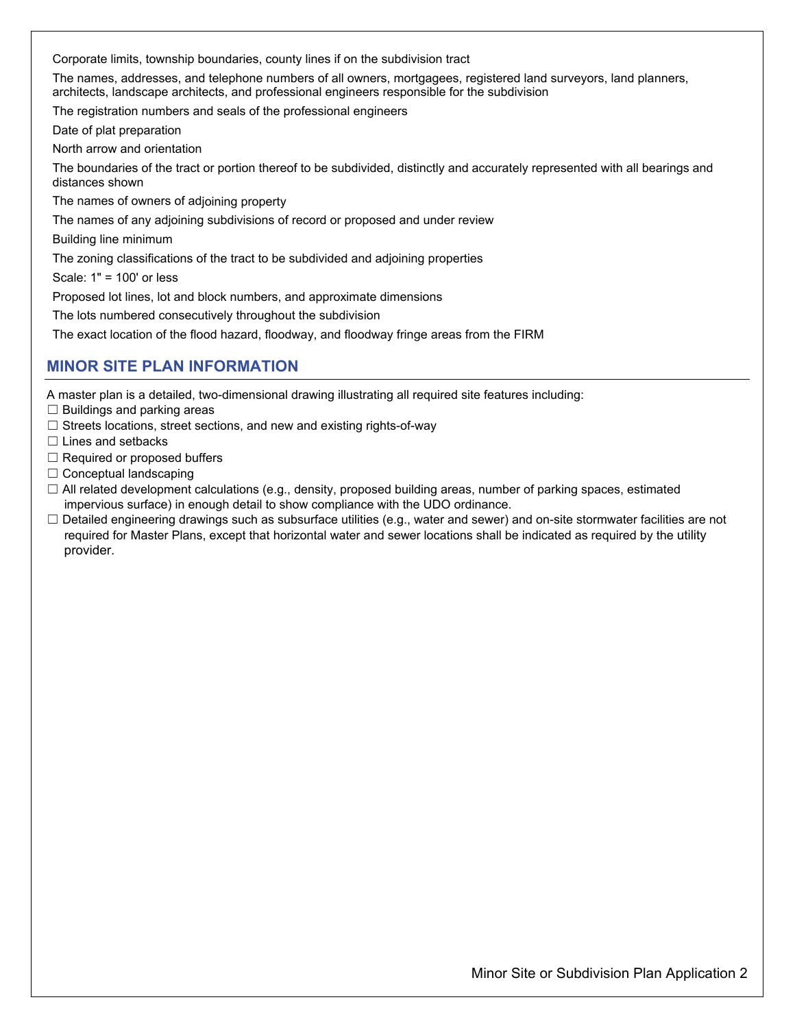Corporate limits, township boundaries, county lines if on the subdivision tract

The names, addresses, and telephone numbers of all owners, mortgagees, registered land surveyors, land planners, architects, landscape architects, and professional engineers responsible for the subdivision

The registration numbers and seals of the professional engineers

Date of plat preparation

North arrow and orientation

The boundaries of the tract or portion thereof to be subdivided, distinctly and accurately represented with all bearings and distances shown

The names of owners of adjoining property

The names of any adjoining subdivisions of record or proposed and under review

Building line minimum

The zoning classifications of the tract to be subdivided and adjoining properties

Scale: 1" = 100' or less

Proposed lot lines, lot and block numbers, and approximate dimensions

The lots numbered consecutively throughout the subdivision

The exact location of the flood hazard, floodway, and floodway fringe areas from the FIRM

## MINOR SITE PLAN INFORMATION

A master plan is a detailed, two-dimensional drawing illustrating all required site features including:

- ☐ Buildings and parking areas
- ☐ Streets locations, street sections, and new and existing rights-of-way
- ☐ Lines and setbacks
- ☐ Required or proposed buffers
- ☐ Conceptual landscaping
- ☐ All related development calculations (e.g., density, proposed building areas, number of parking spaces, estimated impervious surface) in enough detail to show compliance with the UDO ordinance.
- ☐ Detailed engineering drawings such as subsurface utilities (e.g., water and sewer) and on-site stormwater facilities are not required for Master Plans, except that horizontal water and sewer locations shall be indicated as required by the utility provider.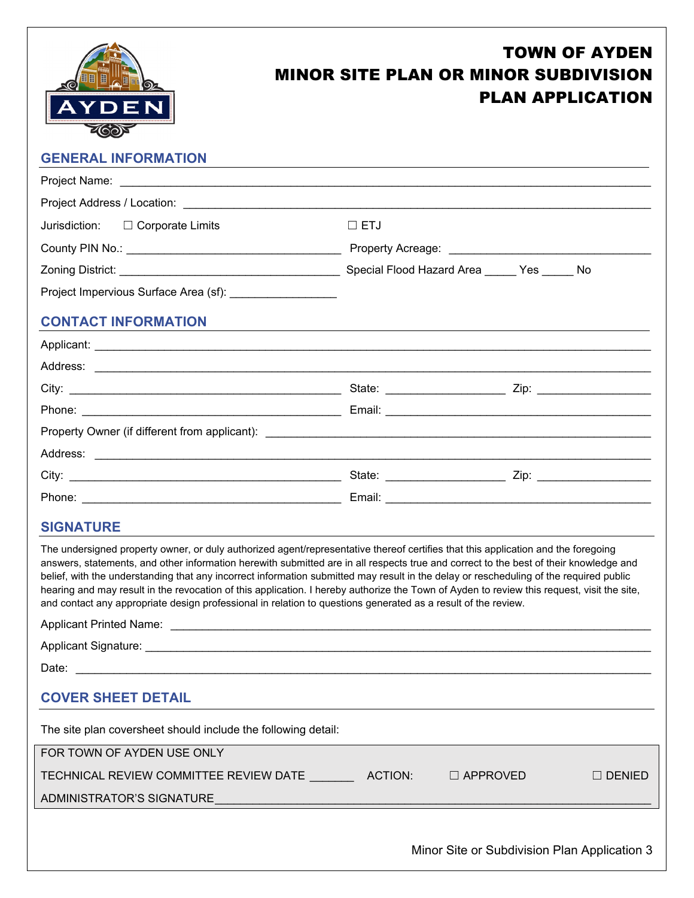# TOWN OF AYDEN
# MINOR SITE PLAN OR MINOR SUBDIVISION PLAN APPLICATION

## GENERAL INFORMATION

Project Name: ___________________________________________________________________________

Project Address / Location: ______________________________________________________________

Jurisdiction: ☐ Corporate Limits ☐ ETJ

County PIN No.: ______________________________ Property Acreage: ____________________________

Zoning District: ______________________________ Special Flood Hazard Area _____ Yes _____ No

Project Impervious Surface Area (sf): ________________

## CONTACT INFORMATION

Applicant: _____________________________________________________________________________

Address: _______________________________________________________________________________

City: _______________________________________ State: __________________ Zip: _________________

Phone: _____________________________________ Email: _________________________________________

Property Owner (if different from applicant): _________________________________________________

Address: _______________________________________________________________________________

City: _______________________________________ State: __________________ Zip: _________________

Phone: _____________________________________ Email: _________________________________________

## SIGNATURE

The undersigned property owner, or duly authorized agent/representative thereof certifies that this application and the foregoing answers, statements, and other information herewith submitted are in all respects true and correct to the best of their knowledge and belief, with the understanding that any incorrect information submitted may result in the delay or rescheduling of the required public hearing and may result in the revocation of this application. I hereby authorize the Town of Ayden to review this request, visit the site, and contact any appropriate design professional in relation to questions generated as a result of the review.

Applicant Printed Name: ___________________________________________________________________

Applicant Signature: ______________________________________________________________________

Date: _________________________________________________________________________________

## COVER SHEET DETAIL

The site plan coversheet should include the following detail:

FOR TOWN OF AYDEN USE ONLY

TECHNICAL REVIEW COMMITTEE REVIEW DATE _______ ACTION: ☐ APPROVED ☐ DENIED

ADMINISTRATOR'S SIGNATURE_____________________________________________________________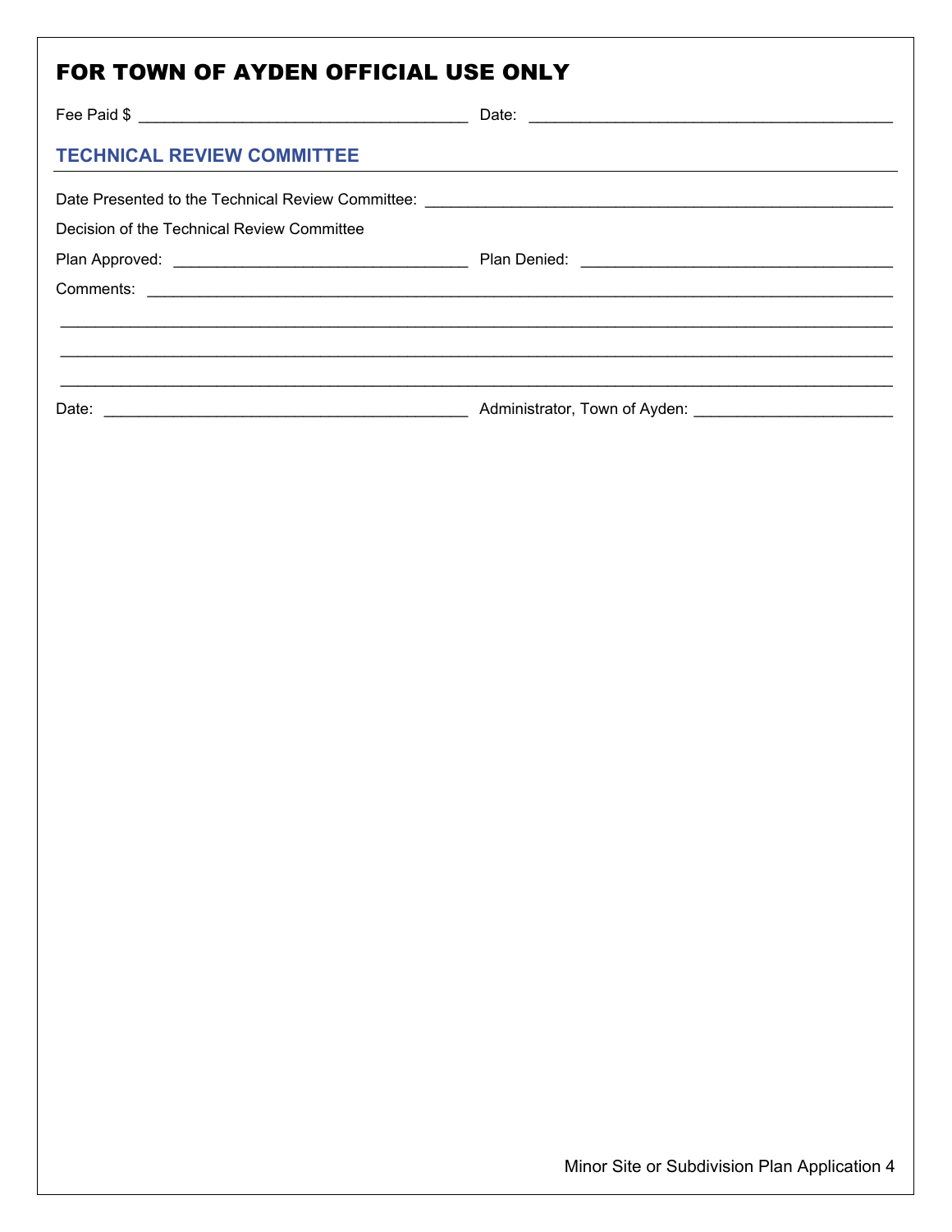## FOR TOWN OF AYDEN OFFICIAL USE ONLY

Fee Paid $ ______________________________________ Date: __________________________________________

### TECHNICAL REVIEW COMMITTEE

Date Presented to the Technical Review Committee: ____________________________________________________

Decision of the Technical Review Committee

Plan Approved: __________________________________ Plan Denied: ____________________________________

Comments: ______________________________________________________________________________________

_______________________________________________________________________________________________

_______________________________________________________________________________________________

_______________________________________________________________________________________________

Date: __________________________________________ Administrator, Town of Ayden: ______________________